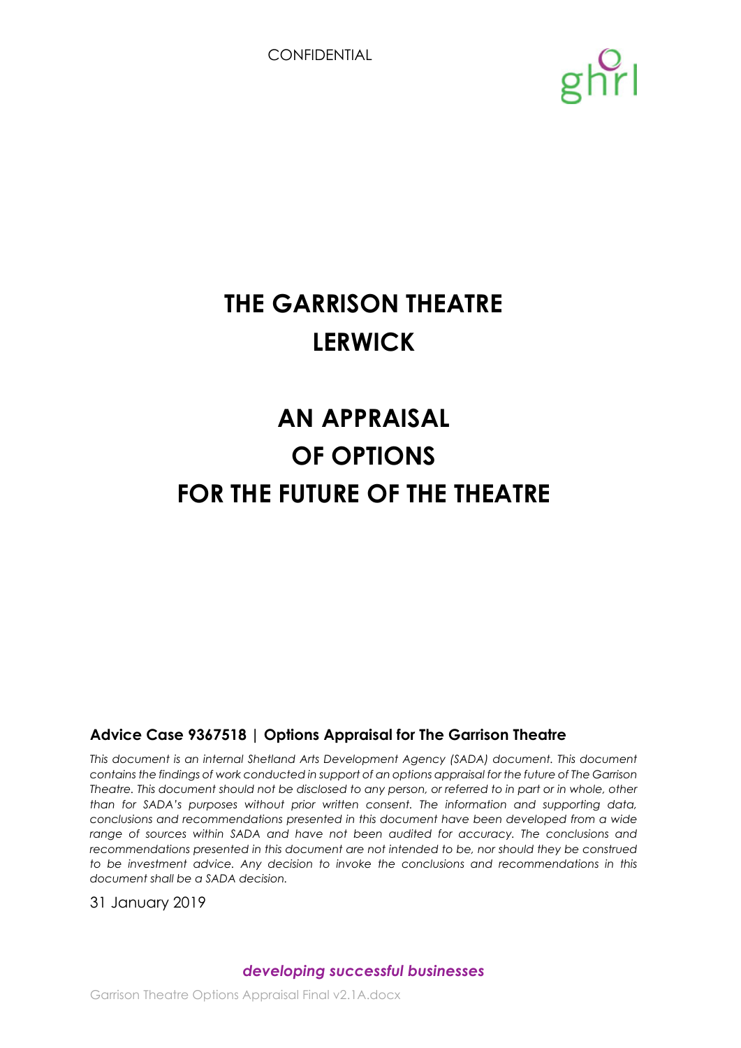CONFIDENTIAL

ghrl

# THE GARRISON THEATRE LERWICK

# AN APPRAISAL OF OPTIONS FOR THE FUTURE OF THE THEATRE

**Advice Case 9367518 | Options Appraisal for The Garrison Theatre**

*This document is an internal Shetland Arts Development Agency (SADA) document. This document contains the findings of work conducted in support of an options appraisal for the future of The Garrison Theatre. This document should not be disclosed to any person, or referred to in part or in whole, other than for SADA's purposes without prior written consent. The information and supporting data, conclusions and recommendations presented in this document have been developed from a wide range of sources within SADA and have not been audited for accuracy. The conclusions and recommendations presented in this document are not intended to be, nor should they be construed to be investment advice. Any decision to invoke the conclusions and recommendations in this document shall be a SADA decision.*

31 January 2019

***developing successful businesses***

Garrison Theatre Options Appraisal Final v2.1A.docx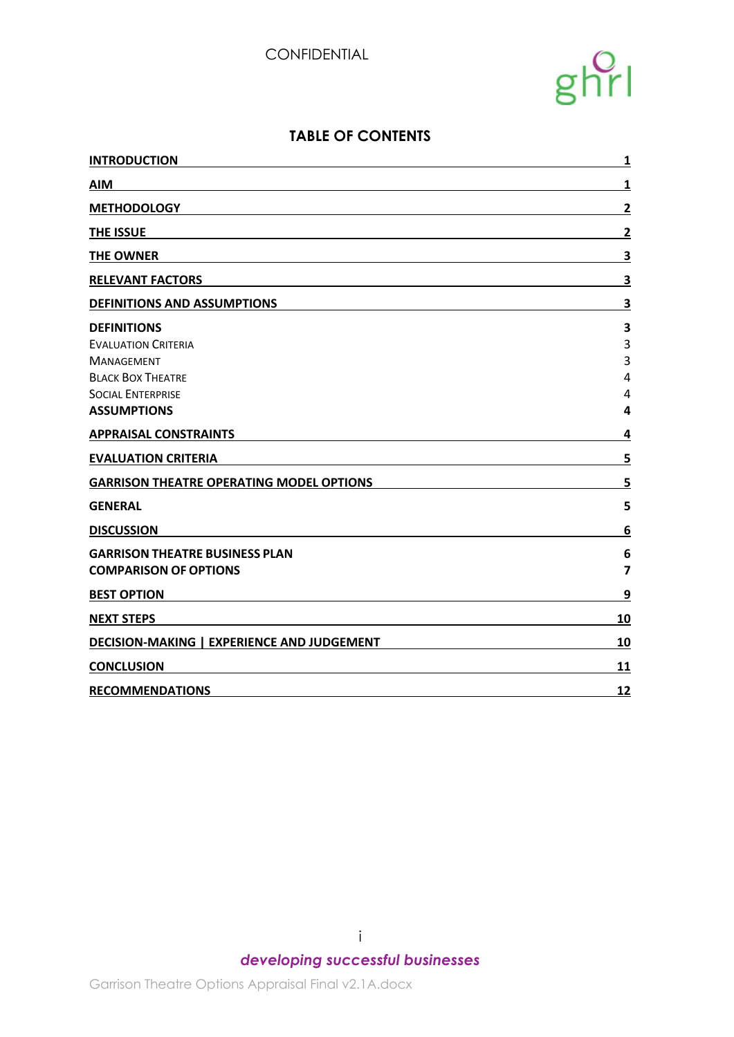# TABLE OF CONTENTS

| | |
|---|---|
| **INTRODUCTION** | **1** |
| **AIM** | **1** |
| **METHODOLOGY** | **2** |
| **THE ISSUE** | **2** |
| **THE OWNER** | **3** |
| **RELEVANT FACTORS** | **3** |
| **DEFINITIONS AND ASSUMPTIONS** | **3** |
| **DEFINITIONS** | **3** |
| Evaluation Criteria | 3 |
| Management | 3 |
| Black Box Theatre | 4 |
| Social Enterprise | 4 |
| **ASSUMPTIONS** | **4** |
| **APPRAISAL CONSTRAINTS** | **4** |
| **EVALUATION CRITERIA** | **5** |
| **GARRISON THEATRE OPERATING MODEL OPTIONS** | **5** |
| **GENERAL** | **5** |
| **DISCUSSION** | **6** |
| **GARRISON THEATRE BUSINESS PLAN** | **6** |
| **COMPARISON OF OPTIONS** | **7** |
| **BEST OPTION** | **9** |
| **NEXT STEPS** | **10** |
| **DECISION-MAKING \| EXPERIENCE AND JUDGEMENT** | **10** |
| **CONCLUSION** | **11** |
| **RECOMMENDATIONS** | **12** |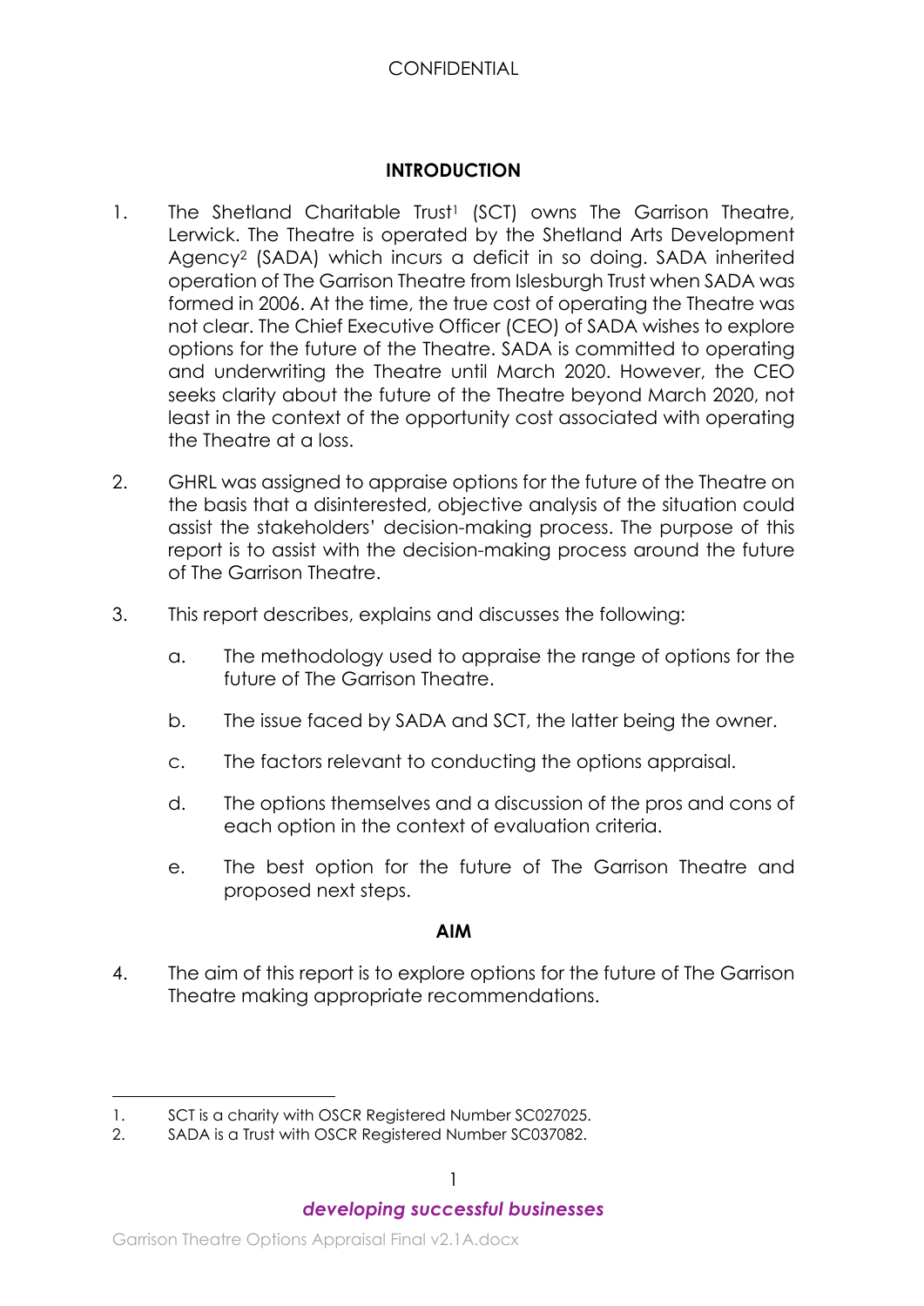## INTRODUCTION

1. The Shetland Charitable Trust[1] (SCT) owns The Garrison Theatre, Lerwick. The Theatre is operated by the Shetland Arts Development Agency[2] (SADA) which incurs a deficit in so doing. SADA inherited operation of The Garrison Theatre from Islesburgh Trust when SADA was formed in 2006. At the time, the true cost of operating the Theatre was not clear. The Chief Executive Officer (CEO) of SADA wishes to explore options for the future of the Theatre. SADA is committed to operating and underwriting the Theatre until March 2020. However, the CEO seeks clarity about the future of the Theatre beyond March 2020, not least in the context of the opportunity cost associated with operating the Theatre at a loss.

2. GHRL was assigned to appraise options for the future of the Theatre on the basis that a disinterested, objective analysis of the situation could assist the stakeholders' decision-making process. The purpose of this report is to assist with the decision-making process around the future of The Garrison Theatre.

3. This report describes, explains and discusses the following:

   a. The methodology used to appraise the range of options for the future of The Garrison Theatre.

   b. The issue faced by SADA and SCT, the latter being the owner.

   c. The factors relevant to conducting the options appraisal.

   d. The options themselves and a discussion of the pros and cons of each option in the context of evaluation criteria.

   e. The best option for the future of The Garrison Theatre and proposed next steps.

## AIM

4. The aim of this report is to explore options for the future of The Garrison Theatre making appropriate recommendations.

---

1. SCT is a charity with OSCR Registered Number SC027025.
2. SADA is a Trust with OSCR Registered Number SC037082.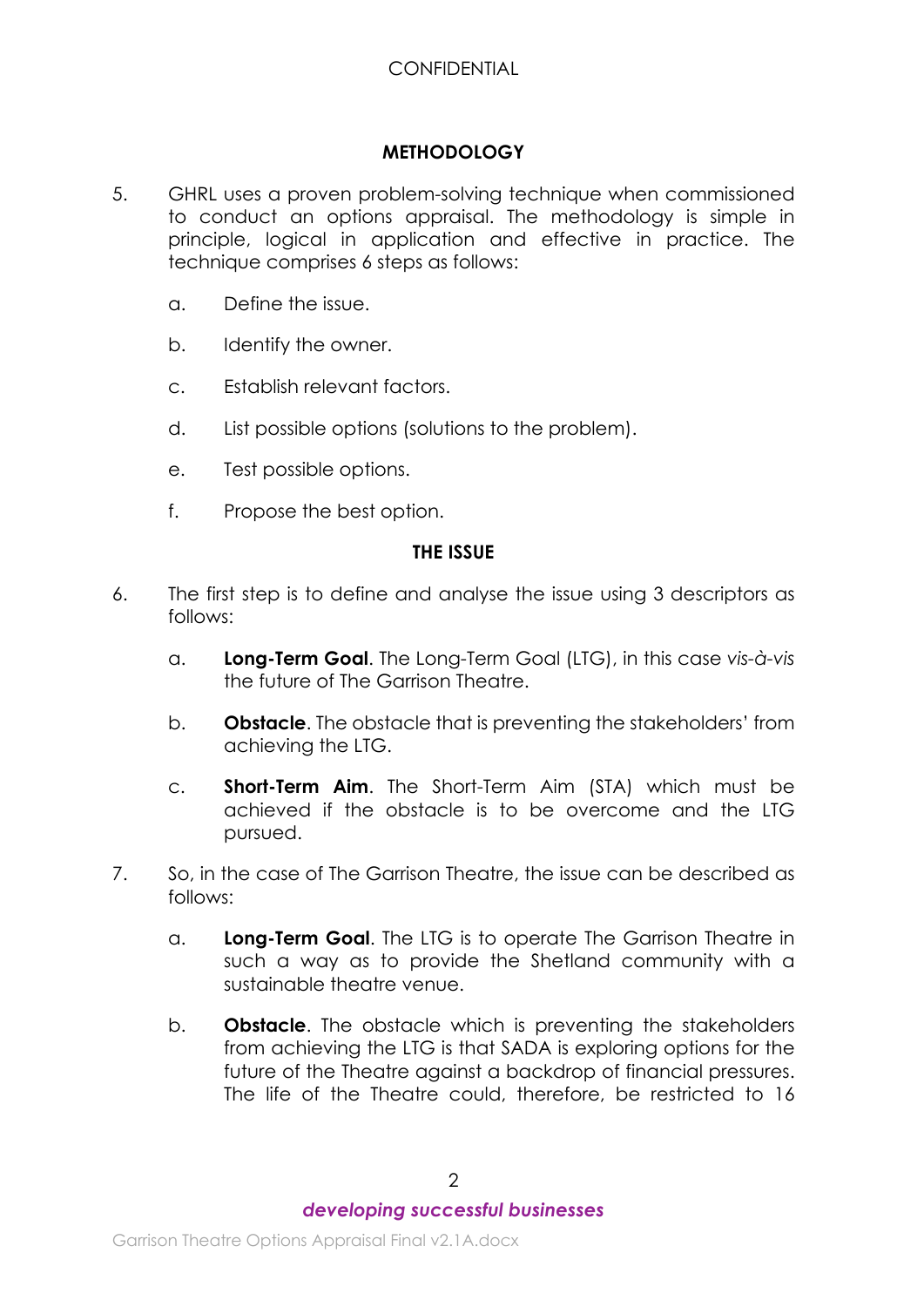## METHODOLOGY

5. GHRL uses a proven problem-solving technique when commissioned to conduct an options appraisal. The methodology is simple in principle, logical in application and effective in practice. The technique comprises 6 steps as follows:

    a. Define the issue.

    b. Identify the owner.

    c. Establish relevant factors.

    d. List possible options (solutions to the problem).

    e. Test possible options.

    f. Propose the best option.

## THE ISSUE

6. The first step is to define and analyse the issue using 3 descriptors as follows:

    a. **Long-Term Goal**. The Long-Term Goal (LTG), in this case *vis-à-vis* the future of The Garrison Theatre.

    b. **Obstacle**. The obstacle that is preventing the stakeholders' from achieving the LTG.

    c. **Short-Term Aim**. The Short-Term Aim (STA) which must be achieved if the obstacle is to be overcome and the LTG pursued.

7. So, in the case of The Garrison Theatre, the issue can be described as follows:

    a. **Long-Term Goal**. The LTG is to operate The Garrison Theatre in such a way as to provide the Shetland community with a sustainable theatre venue.

    b. **Obstacle**. The obstacle which is preventing the stakeholders from achieving the LTG is that SADA is exploring options for the future of the Theatre against a backdrop of financial pressures. The life of the Theatre could, therefore, be restricted to 16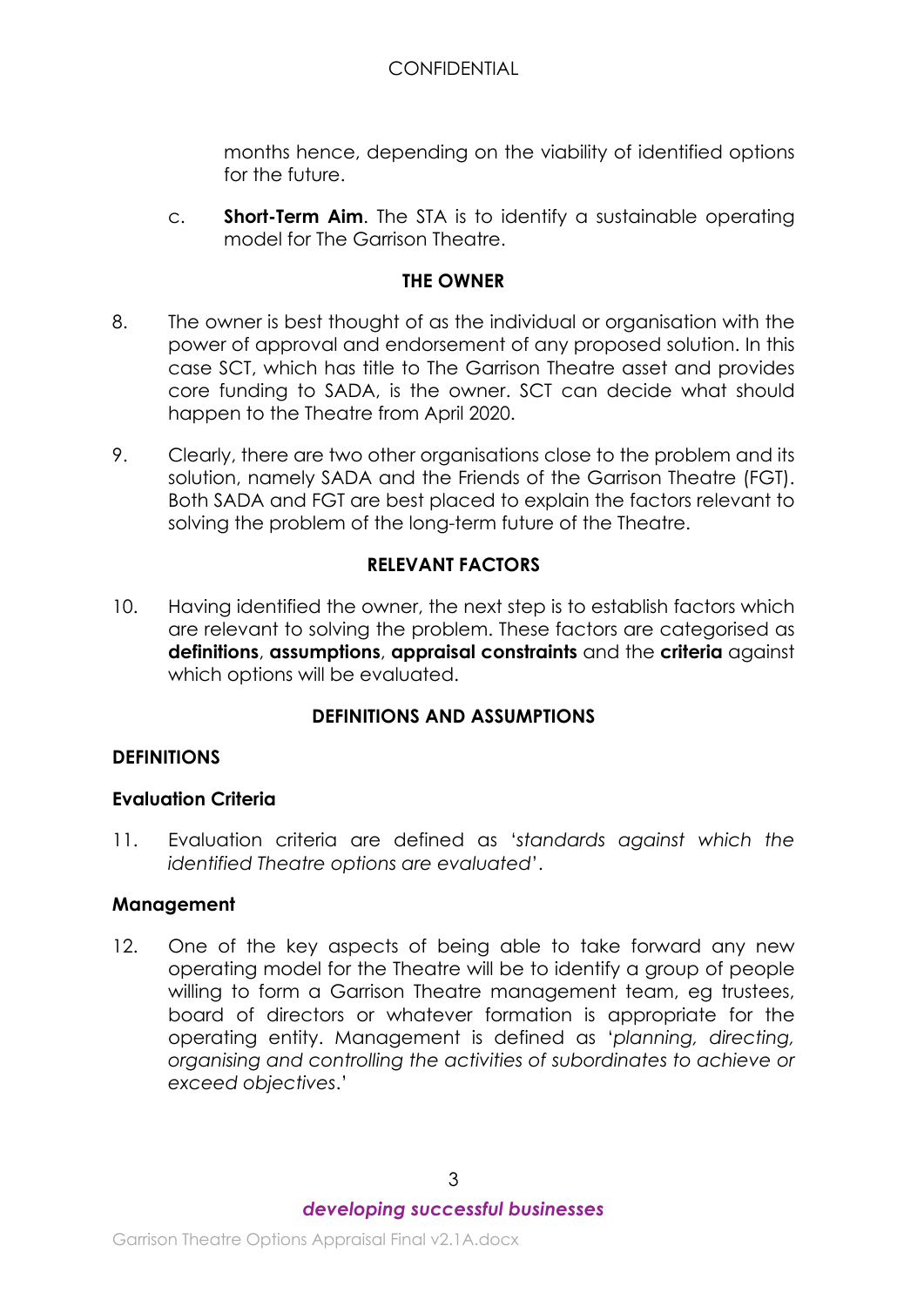months hence, depending on the viability of identified options for the future.

c. **Short-Term Aim**. The STA is to identify a sustainable operating model for The Garrison Theatre.

## THE OWNER

8. The owner is best thought of as the individual or organisation with the power of approval and endorsement of any proposed solution. In this case SCT, which has title to The Garrison Theatre asset and provides core funding to SADA, is the owner. SCT can decide what should happen to the Theatre from April 2020.

9. Clearly, there are two other organisations close to the problem and its solution, namely SADA and the Friends of the Garrison Theatre (FGT). Both SADA and FGT are best placed to explain the factors relevant to solving the problem of the long-term future of the Theatre.

## RELEVANT FACTORS

10. Having identified the owner, the next step is to establish factors which are relevant to solving the problem. These factors are categorised as **definitions**, **assumptions**, **appraisal constraints** and the **criteria** against which options will be evaluated.

## DEFINITIONS AND ASSUMPTIONS

### DEFINITIONS

#### Evaluation Criteria

11. Evaluation criteria are defined as '*standards against which the identified Theatre options are evaluated*'.

#### Management

12. One of the key aspects of being able to take forward any new operating model for the Theatre will be to identify a group of people willing to form a Garrison Theatre management team, eg trustees, board of directors or whatever formation is appropriate for the operating entity. Management is defined as '*planning, directing, organising and controlling the activities of subordinates to achieve or exceed objectives*.'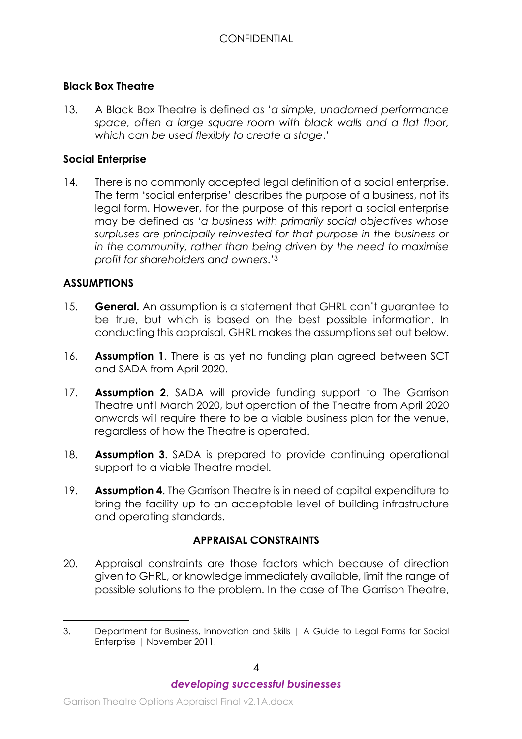### Black Box Theatre

13. A Black Box Theatre is defined as '*a simple, unadorned performance space, often a large square room with black walls and a flat floor, which can be used flexibly to create a stage*.'

### Social Enterprise

14. There is no commonly accepted legal definition of a social enterprise. The term 'social enterprise' describes the purpose of a business, not its legal form. However, for the purpose of this report a social enterprise may be defined as '*a business with primarily social objectives whose surpluses are principally reinvested for that purpose in the business or in the community, rather than being driven by the need to maximise profit for shareholders and owners*.'[3]

## ASSUMPTIONS

15. **General.** An assumption is a statement that GHRL can't guarantee to be true, but which is based on the best possible information. In conducting this appraisal, GHRL makes the assumptions set out below.

16. **Assumption 1**. There is as yet no funding plan agreed between SCT and SADA from April 2020.

17. **Assumption 2**. SADA will provide funding support to The Garrison Theatre until March 2020, but operation of the Theatre from April 2020 onwards will require there to be a viable business plan for the venue, regardless of how the Theatre is operated.

18. **Assumption 3**. SADA is prepared to provide continuing operational support to a viable Theatre model.

19. **Assumption 4**. The Garrison Theatre is in need of capital expenditure to bring the facility up to an acceptable level of building infrastructure and operating standards.

## APPRAISAL CONSTRAINTS

20. Appraisal constraints are those factors which because of direction given to GHRL, or knowledge immediately available, limit the range of possible solutions to the problem. In the case of The Garrison Theatre,

---

3. Department for Business, Innovation and Skills | A Guide to Legal Forms for Social Enterprise | November 2011.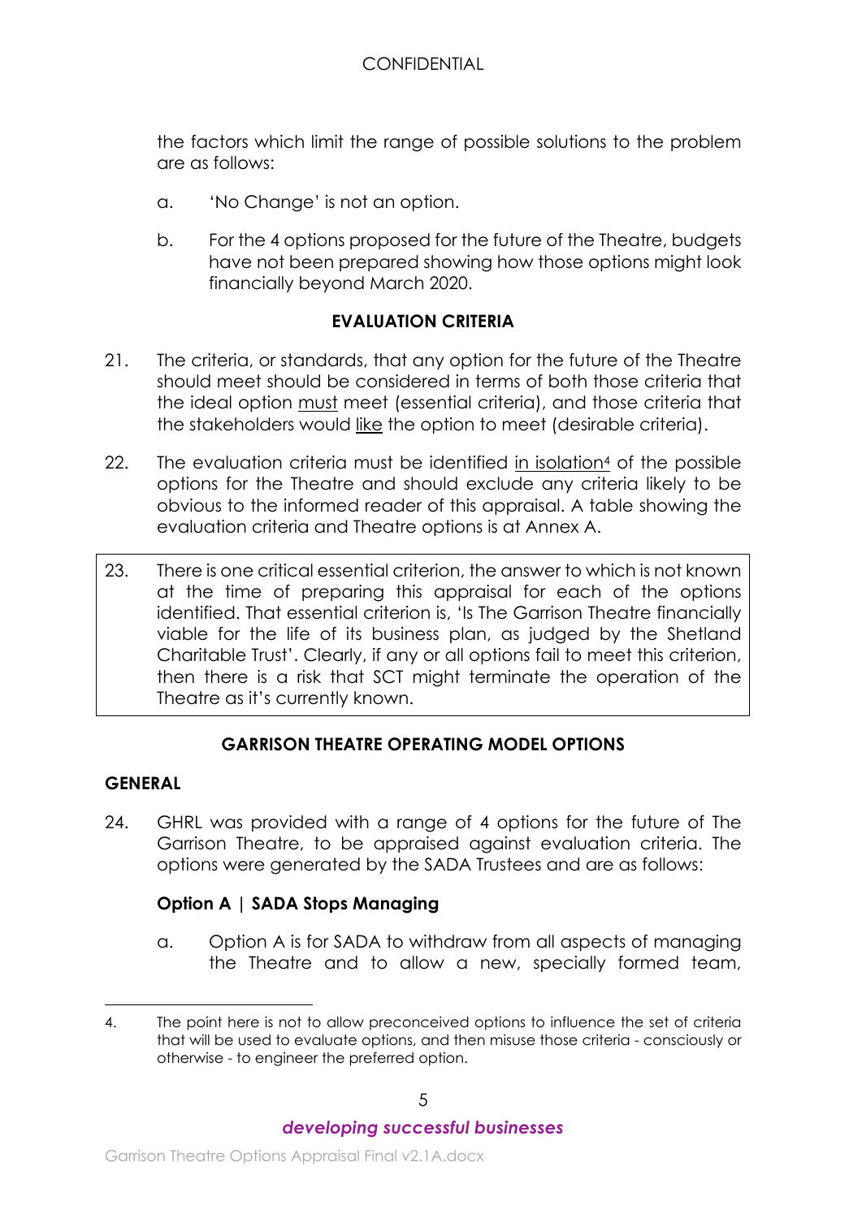the factors which limit the range of possible solutions to the problem are as follows:

a. 'No Change' is not an option.

b. For the 4 options proposed for the future of the Theatre, budgets have not been prepared showing how those options might look financially beyond March 2020.

## EVALUATION CRITERIA

21. The criteria, or standards, that any option for the future of the Theatre should meet should be considered in terms of both those criteria that the ideal option must meet (essential criteria), and those criteria that the stakeholders would like the option to meet (desirable criteria).

22. The evaluation criteria must be identified in isolation[4] of the possible options for the Theatre and should exclude any criteria likely to be obvious to the informed reader of this appraisal. A table showing the evaluation criteria and Theatre options is at Annex A.

23. There is one critical essential criterion, the answer to which is not known at the time of preparing this appraisal for each of the options identified. That essential criterion is, 'Is The Garrison Theatre financially viable for the life of its business plan, as judged by the Shetland Charitable Trust'. Clearly, if any or all options fail to meet this criterion, then there is a risk that SCT might terminate the operation of the Theatre as it's currently known.

## GARRISON THEATRE OPERATING MODEL OPTIONS

### GENERAL

24. GHRL was provided with a range of 4 options for the future of The Garrison Theatre, to be appraised against evaluation criteria. The options were generated by the SADA Trustees and are as follows:

#### Option A | SADA Stops Managing

a. Option A is for SADA to withdraw from all aspects of managing the Theatre and to allow a new, specially formed team,

---

4. The point here is not to allow preconceived options to influence the set of criteria that will be used to evaluate options, and then misuse those criteria - consciously or otherwise - to engineer the preferred option.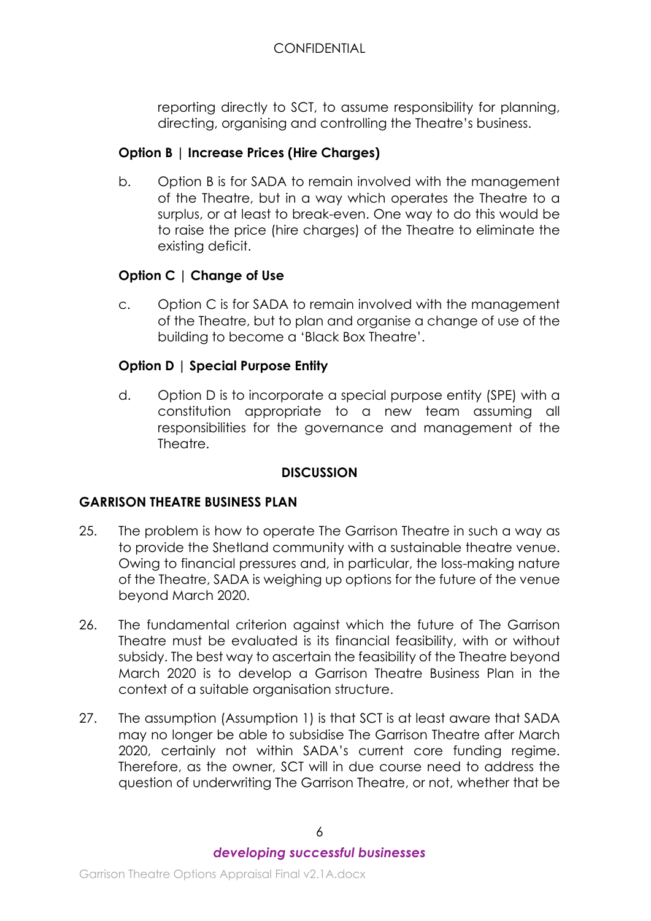reporting directly to SCT, to assume responsibility for planning, directing, organising and controlling the Theatre's business.

**Option B | Increase Prices (Hire Charges)**

b. Option B is for SADA to remain involved with the management of the Theatre, but in a way which operates the Theatre to a surplus, or at least to break-even. One way to do this would be to raise the price (hire charges) of the Theatre to eliminate the existing deficit.

**Option C | Change of Use**

c. Option C is for SADA to remain involved with the management of the Theatre, but to plan and organise a change of use of the building to become a 'Black Box Theatre'.

**Option D | Special Purpose Entity**

d. Option D is to incorporate a special purpose entity (SPE) with a constitution appropriate to a new team assuming all responsibilities for the governance and management of the Theatre.

## DISCUSSION

### GARRISON THEATRE BUSINESS PLAN

25. The problem is how to operate The Garrison Theatre in such a way as to provide the Shetland community with a sustainable theatre venue. Owing to financial pressures and, in particular, the loss-making nature of the Theatre, SADA is weighing up options for the future of the venue beyond March 2020.

26. The fundamental criterion against which the future of The Garrison Theatre must be evaluated is its financial feasibility, with or without subsidy. The best way to ascertain the feasibility of the Theatre beyond March 2020 is to develop a Garrison Theatre Business Plan in the context of a suitable organisation structure.

27. The assumption (Assumption 1) is that SCT is at least aware that SADA may no longer be able to subsidise The Garrison Theatre after March 2020, certainly not within SADA's current core funding regime. Therefore, as the owner, SCT will in due course need to address the question of underwriting The Garrison Theatre, or not, whether that be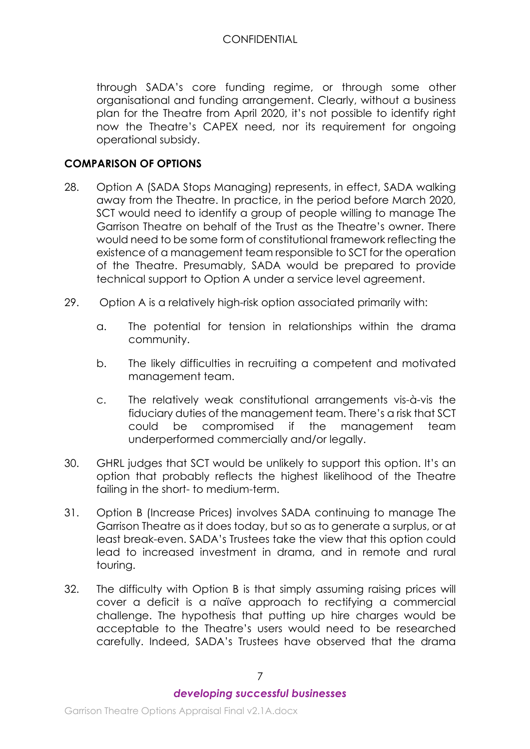through SADA's core funding regime, or through some other organisational and funding arrangement. Clearly, without a business plan for the Theatre from April 2020, it's not possible to identify right now the Theatre's CAPEX need, nor its requirement for ongoing operational subsidy.

## COMPARISON OF OPTIONS

28. Option A (SADA Stops Managing) represents, in effect, SADA walking away from the Theatre. In practice, in the period before March 2020, SCT would need to identify a group of people willing to manage The Garrison Theatre on behalf of the Trust as the Theatre's owner. There would need to be some form of constitutional framework reflecting the existence of a management team responsible to SCT for the operation of the Theatre. Presumably, SADA would be prepared to provide technical support to Option A under a service level agreement.

29. Option A is a relatively high-risk option associated primarily with:

    a. The potential for tension in relationships within the drama community.

    b. The likely difficulties in recruiting a competent and motivated management team.

    c. The relatively weak constitutional arrangements vis-à-vis the fiduciary duties of the management team. There's a risk that SCT could be compromised if the management team underperformed commercially and/or legally.

30. GHRL judges that SCT would be unlikely to support this option. It's an option that probably reflects the highest likelihood of the Theatre failing in the short- to medium-term.

31. Option B (Increase Prices) involves SADA continuing to manage The Garrison Theatre as it does today, but so as to generate a surplus, or at least break-even. SADA's Trustees take the view that this option could lead to increased investment in drama, and in remote and rural touring.

32. The difficulty with Option B is that simply assuming raising prices will cover a deficit is a naïve approach to rectifying a commercial challenge. The hypothesis that putting up hire charges would be acceptable to the Theatre's users would need to be researched carefully. Indeed, SADA's Trustees have observed that the drama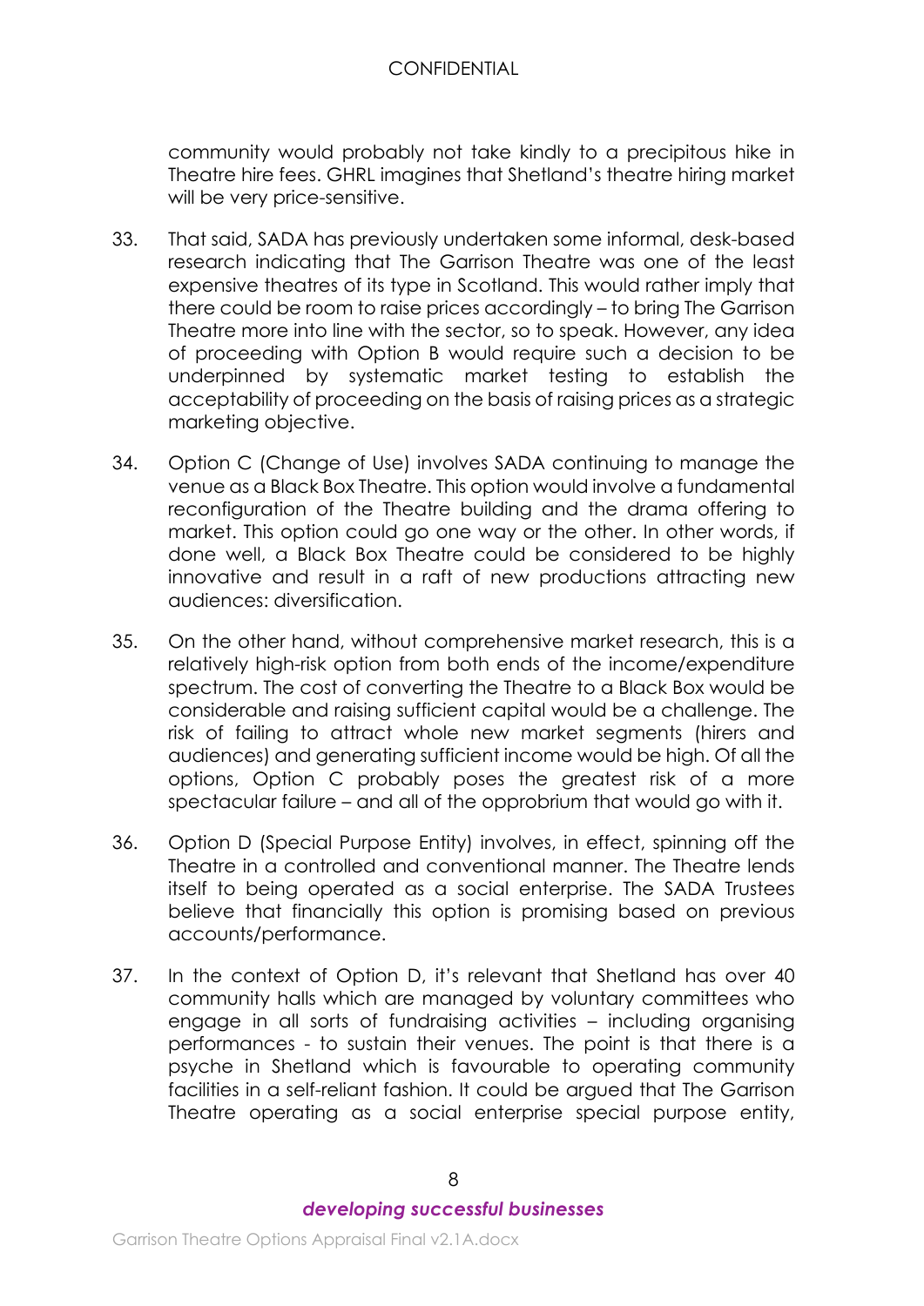community would probably not take kindly to a precipitous hike in Theatre hire fees. GHRL imagines that Shetland's theatre hiring market will be very price-sensitive.

33. That said, SADA has previously undertaken some informal, desk-based research indicating that The Garrison Theatre was one of the least expensive theatres of its type in Scotland. This would rather imply that there could be room to raise prices accordingly – to bring The Garrison Theatre more into line with the sector, so to speak. However, any idea of proceeding with Option B would require such a decision to be underpinned by systematic market testing to establish the acceptability of proceeding on the basis of raising prices as a strategic marketing objective.

34. Option C (Change of Use) involves SADA continuing to manage the venue as a Black Box Theatre. This option would involve a fundamental reconfiguration of the Theatre building and the drama offering to market. This option could go one way or the other. In other words, if done well, a Black Box Theatre could be considered to be highly innovative and result in a raft of new productions attracting new audiences: diversification.

35. On the other hand, without comprehensive market research, this is a relatively high-risk option from both ends of the income/expenditure spectrum. The cost of converting the Theatre to a Black Box would be considerable and raising sufficient capital would be a challenge. The risk of failing to attract whole new market segments (hirers and audiences) and generating sufficient income would be high. Of all the options, Option C probably poses the greatest risk of a more spectacular failure – and all of the opprobrium that would go with it.

36. Option D (Special Purpose Entity) involves, in effect, spinning off the Theatre in a controlled and conventional manner. The Theatre lends itself to being operated as a social enterprise. The SADA Trustees believe that financially this option is promising based on previous accounts/performance.

37. In the context of Option D, it's relevant that Shetland has over 40 community halls which are managed by voluntary committees who engage in all sorts of fundraising activities – including organising performances - to sustain their venues. The point is that there is a psyche in Shetland which is favourable to operating community facilities in a self-reliant fashion. It could be argued that The Garrison Theatre operating as a social enterprise special purpose entity,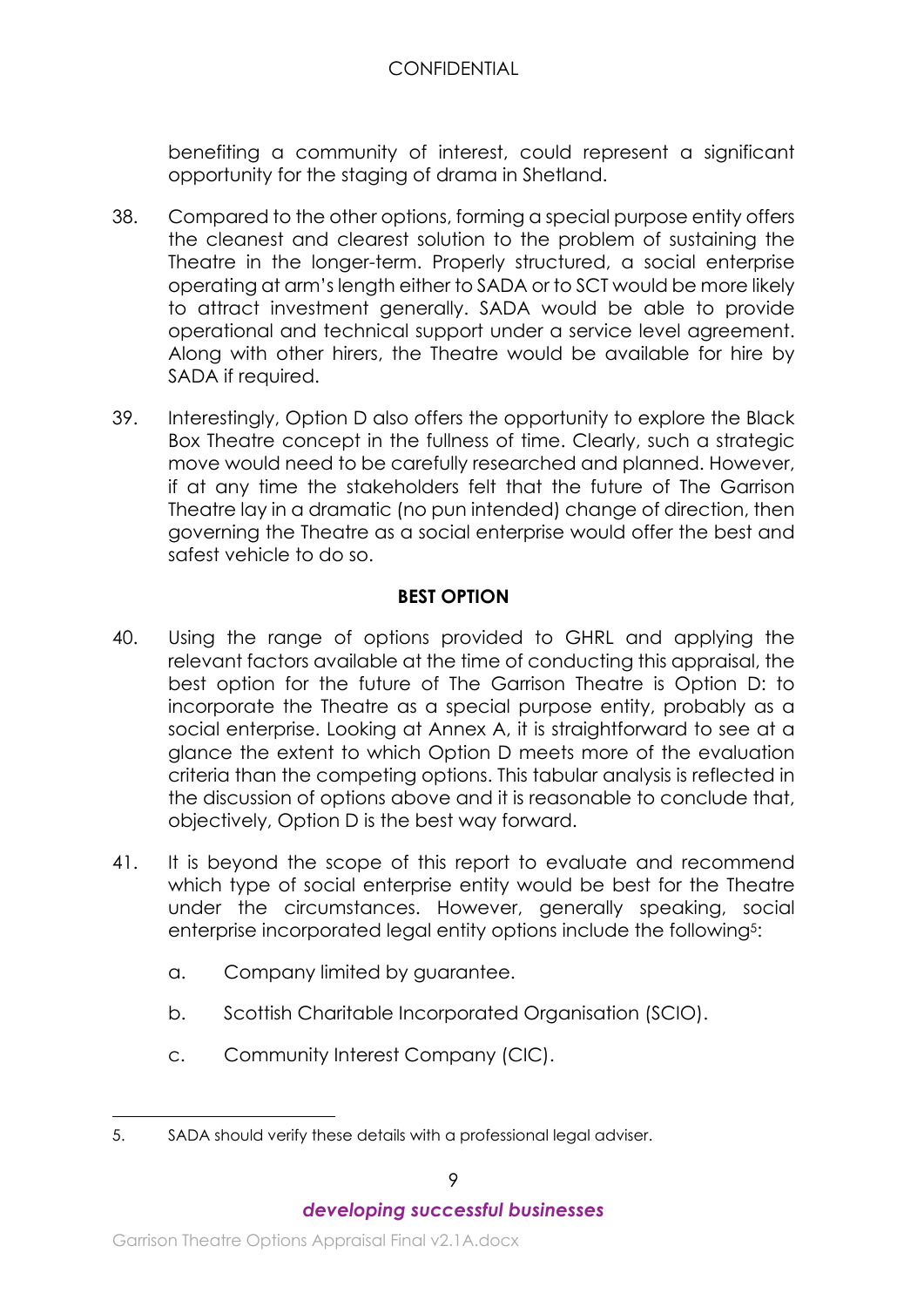benefiting a community of interest, could represent a significant opportunity for the staging of drama in Shetland.

38. Compared to the other options, forming a special purpose entity offers the cleanest and clearest solution to the problem of sustaining the Theatre in the longer-term. Properly structured, a social enterprise operating at arm's length either to SADA or to SCT would be more likely to attract investment generally. SADA would be able to provide operational and technical support under a service level agreement. Along with other hirers, the Theatre would be available for hire by SADA if required.

39. Interestingly, Option D also offers the opportunity to explore the Black Box Theatre concept in the fullness of time. Clearly, such a strategic move would need to be carefully researched and planned. However, if at any time the stakeholders felt that the future of The Garrison Theatre lay in a dramatic (no pun intended) change of direction, then governing the Theatre as a social enterprise would offer the best and safest vehicle to do so.

## BEST OPTION

40. Using the range of options provided to GHRL and applying the relevant factors available at the time of conducting this appraisal, the best option for the future of The Garrison Theatre is Option D: to incorporate the Theatre as a special purpose entity, probably as a social enterprise. Looking at Annex A, it is straightforward to see at a glance the extent to which Option D meets more of the evaluation criteria than the competing options. This tabular analysis is reflected in the discussion of options above and it is reasonable to conclude that, objectively, Option D is the best way forward.

41. It is beyond the scope of this report to evaluate and recommend which type of social enterprise entity would be best for the Theatre under the circumstances. However, generally speaking, social enterprise incorporated legal entity options include the following[5]:

    a. Company limited by guarantee.

    b. Scottish Charitable Incorporated Organisation (SCIO).

    c. Community Interest Company (CIC).

---

5. SADA should verify these details with a professional legal adviser.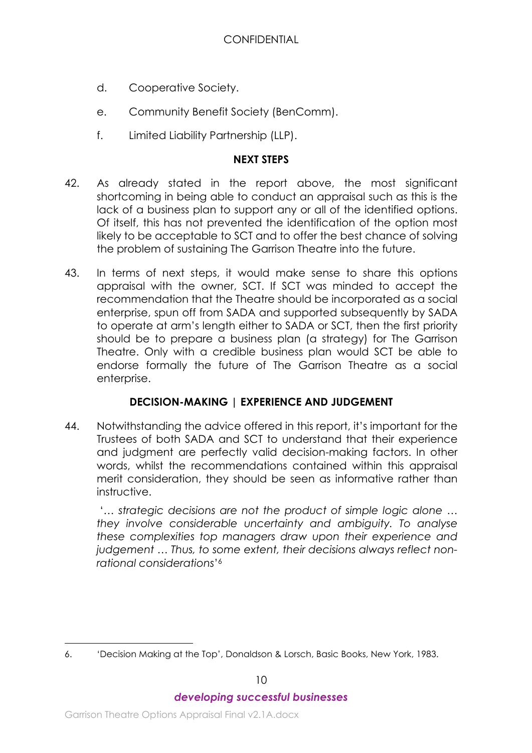d. Cooperative Society.

e. Community Benefit Society (BenComm).

f. Limited Liability Partnership (LLP).

## NEXT STEPS

42. As already stated in the report above, the most significant shortcoming in being able to conduct an appraisal such as this is the lack of a business plan to support any or all of the identified options. Of itself, this has not prevented the identification of the option most likely to be acceptable to SCT and to offer the best chance of solving the problem of sustaining The Garrison Theatre into the future.

43. In terms of next steps, it would make sense to share this options appraisal with the owner, SCT. If SCT was minded to accept the recommendation that the Theatre should be incorporated as a social enterprise, spun off from SADA and supported subsequently by SADA to operate at arm's length either to SADA or SCT, then the first priority should be to prepare a business plan (a strategy) for The Garrison Theatre. Only with a credible business plan would SCT be able to endorse formally the future of The Garrison Theatre as a social enterprise.

## DECISION-MAKING | EXPERIENCE AND JUDGEMENT

44. Notwithstanding the advice offered in this report, it's important for the Trustees of both SADA and SCT to understand that their experience and judgment are perfectly valid decision-making factors. In other words, whilst the recommendations contained within this appraisal merit consideration, they should be seen as informative rather than instructive.

'*… strategic decisions are not the product of simple logic alone … they involve considerable uncertainty and ambiguity. To analyse these complexities top managers draw upon their experience and judgement … Thus, to some extent, their decisions always reflect non-rational considerations*'[6]

---

6. 'Decision Making at the Top', Donaldson & Lorsch, Basic Books, New York, 1983.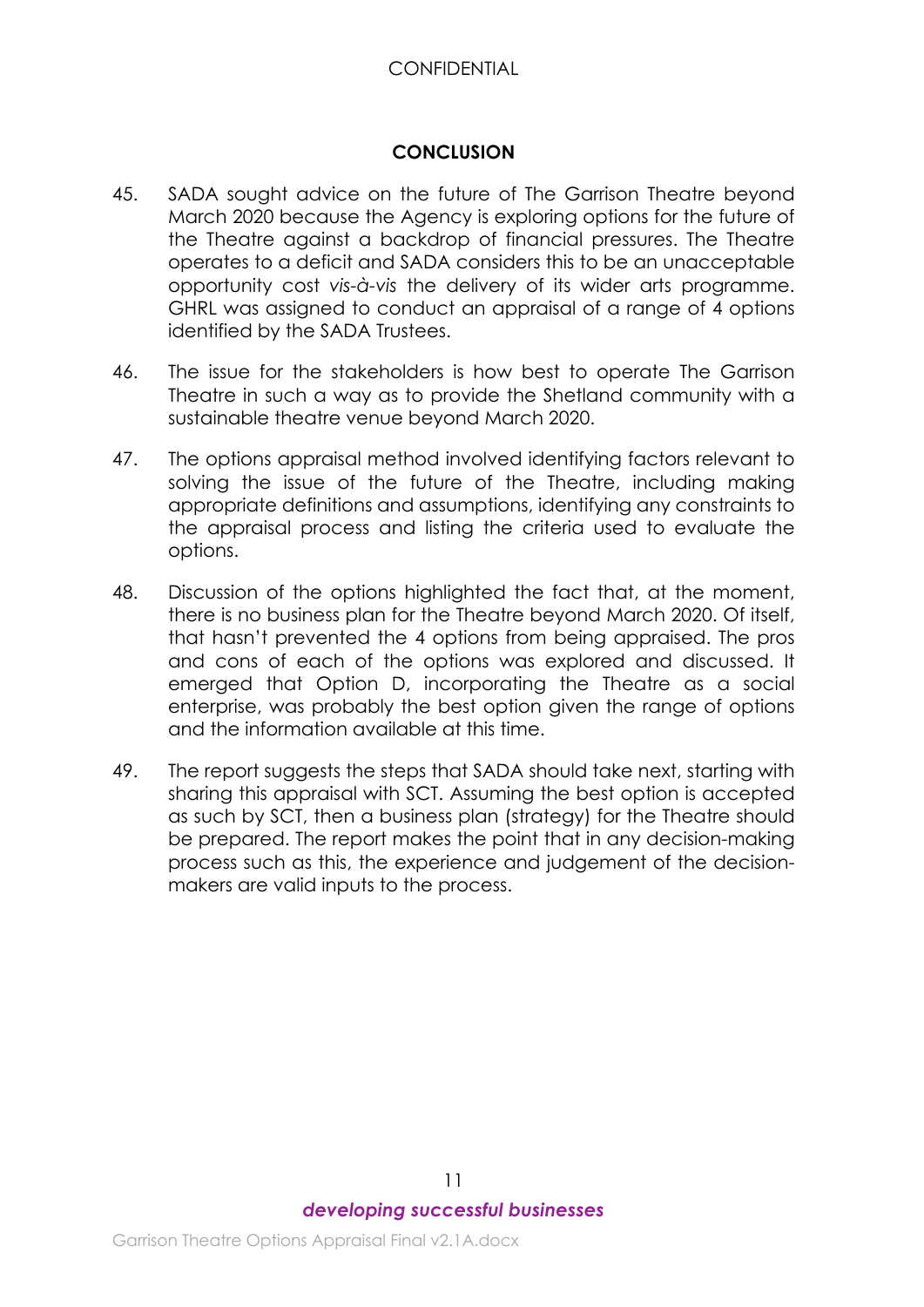## CONCLUSION

45. SADA sought advice on the future of The Garrison Theatre beyond March 2020 because the Agency is exploring options for the future of the Theatre against a backdrop of financial pressures. The Theatre operates to a deficit and SADA considers this to be an unacceptable opportunity cost *vis-à-vis* the delivery of its wider arts programme. GHRL was assigned to conduct an appraisal of a range of 4 options identified by the SADA Trustees.

46. The issue for the stakeholders is how best to operate The Garrison Theatre in such a way as to provide the Shetland community with a sustainable theatre venue beyond March 2020.

47. The options appraisal method involved identifying factors relevant to solving the issue of the future of the Theatre, including making appropriate definitions and assumptions, identifying any constraints to the appraisal process and listing the criteria used to evaluate the options.

48. Discussion of the options highlighted the fact that, at the moment, there is no business plan for the Theatre beyond March 2020. Of itself, that hasn't prevented the 4 options from being appraised. The pros and cons of each of the options was explored and discussed. It emerged that Option D, incorporating the Theatre as a social enterprise, was probably the best option given the range of options and the information available at this time.

49. The report suggests the steps that SADA should take next, starting with sharing this appraisal with SCT. Assuming the best option is accepted as such by SCT, then a business plan (strategy) for the Theatre should be prepared. The report makes the point that in any decision-making process such as this, the experience and judgement of the decision-makers are valid inputs to the process.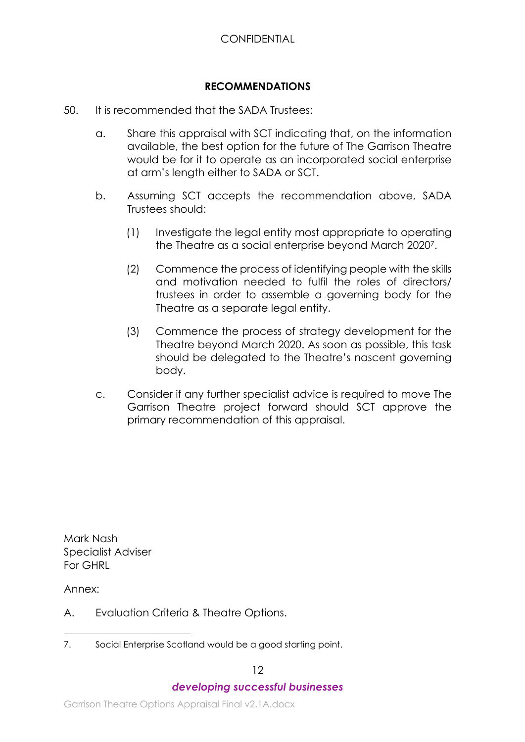## RECOMMENDATIONS

50. It is recommended that the SADA Trustees:

    a. Share this appraisal with SCT indicating that, on the information available, the best option for the future of The Garrison Theatre would be for it to operate as an incorporated social enterprise at arm's length either to SADA or SCT.

    b. Assuming SCT accepts the recommendation above, SADA Trustees should:

        (1) Investigate the legal entity most appropriate to operating the Theatre as a social enterprise beyond March 2020[7].

        (2) Commence the process of identifying people with the skills and motivation needed to fulfil the roles of directors/ trustees in order to assemble a governing body for the Theatre as a separate legal entity.

        (3) Commence the process of strategy development for the Theatre beyond March 2020. As soon as possible, this task should be delegated to the Theatre's nascent governing body.

    c. Consider if any further specialist advice is required to move The Garrison Theatre project forward should SCT approve the primary recommendation of this appraisal.

Mark Nash
Specialist Adviser
For GHRL

Annex:

A. Evaluation Criteria & Theatre Options.

---

7. Social Enterprise Scotland would be a good starting point.